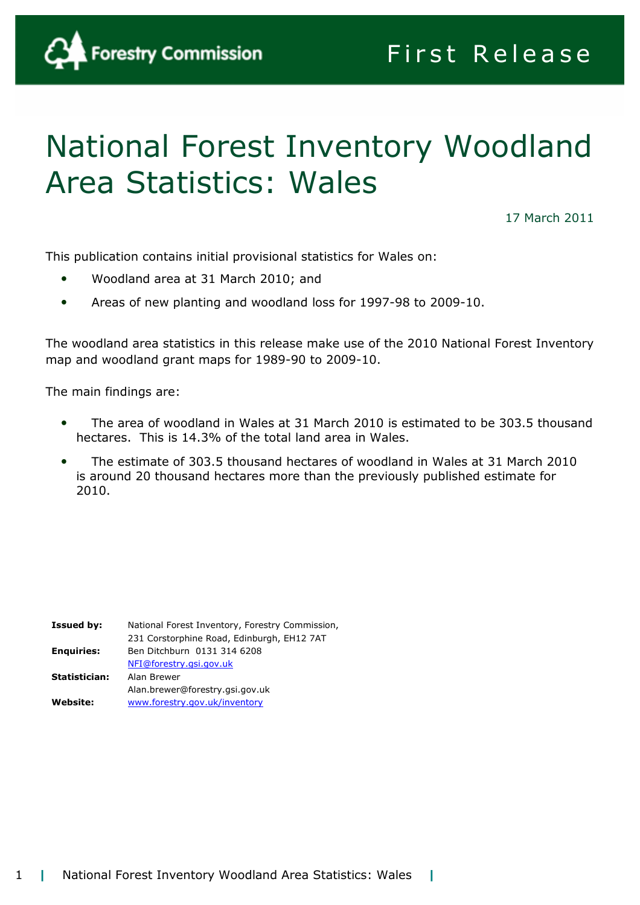Forestry Commission

First Release

# National Forest Inventory Woodland Area Statistics: Wales

17 March 2011

This publication contains initial provisional statistics for Wales on:

- Woodland area at 31 March 2010; and
- Areas of new planting and woodland loss for 1997-98 to 2009-10.

The woodland area statistics in this release make use of the 2010 National Forest Inventory map and woodland grant maps for 1989-90 to 2009-10.

The main findings are:

- The area of woodland in Wales at 31 March 2010 is estimated to be 303.5 thousand hectares. This is 14.3% of the total land area in Wales.
- The estimate of 303.5 thousand hectares of woodland in Wales at 31 March 2010 is around 20 thousand hectares more than the previously published estimate for 2010.

| | |
|---|---|
| **Issued by:** | National Forest Inventory, Forestry Commission, 231 Corstorphine Road, Edinburgh, EH12 7AT |
| **Enquiries:** | Ben Ditchburn 0131 314 6208 NFI@forestry.gsi.gov.uk |
| **Statistician:** | Alan Brewer Alan.brewer@forestry.gsi.gov.uk |
| **Website:** | www.forestry.gov.uk/inventory |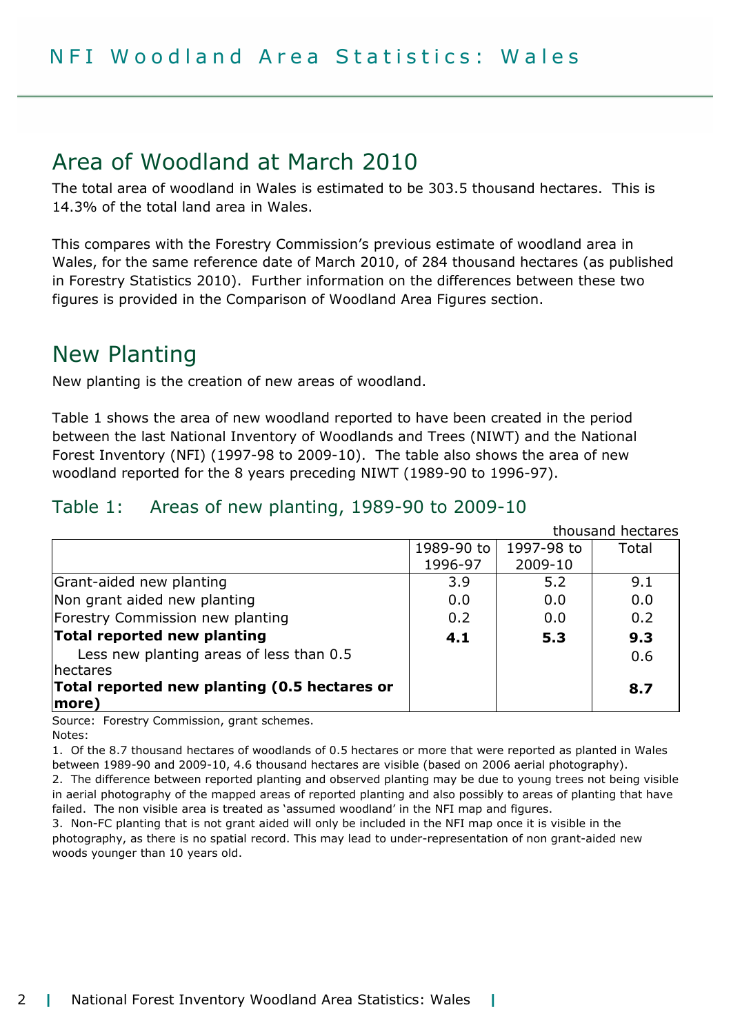# NFI Woodland Area Statistics: Wales

## Area of Woodland at March 2010

The total area of woodland in Wales is estimated to be 303.5 thousand hectares. This is 14.3% of the total land area in Wales.

This compares with the Forestry Commission's previous estimate of woodland area in Wales, for the same reference date of March 2010, of 284 thousand hectares (as published in Forestry Statistics 2010). Further information on the differences between these two figures is provided in the Comparison of Woodland Area Figures section.

## New Planting

New planting is the creation of new areas of woodland.

Table 1 shows the area of new woodland reported to have been created in the period between the last National Inventory of Woodlands and Trees (NIWT) and the National Forest Inventory (NFI) (1997-98 to 2009-10). The table also shows the area of new woodland reported for the 8 years preceding NIWT (1989-90 to 1996-97).

### Table 1: Areas of new planting, 1989-90 to 2009-10

thousand hectares

| | 1989-90 to 1996-97 | 1997-98 to 2009-10 | Total |
|---|---|---|---|
| Grant-aided new planting | 3.9 | 5.2 | 9.1 |
| Non grant aided new planting | 0.0 | 0.0 | 0.0 |
| Forestry Commission new planting | 0.2 | 0.0 | 0.2 |
| **Total reported new planting** | **4.1** | **5.3** | **9.3** |
| Less new planting areas of less than 0.5 hectares | | | 0.6 |
| **Total reported new planting (0.5 hectares or more)** | | | **8.7** |

Source: Forestry Commission, grant schemes.

Notes:

1. Of the 8.7 thousand hectares of woodlands of 0.5 hectares or more that were reported as planted in Wales between 1989-90 and 2009-10, 4.6 thousand hectares are visible (based on 2006 aerial photography).
2. The difference between reported planting and observed planting may be due to young trees not being visible in aerial photography of the mapped areas of reported planting and also possibly to areas of planting that have failed. The non visible area is treated as 'assumed woodland' in the NFI map and figures.
3. Non-FC planting that is not grant aided will only be included in the NFI map once it is visible in the photography, as there is no spatial record. This may lead to under-representation of non grant-aided new woods younger than 10 years old.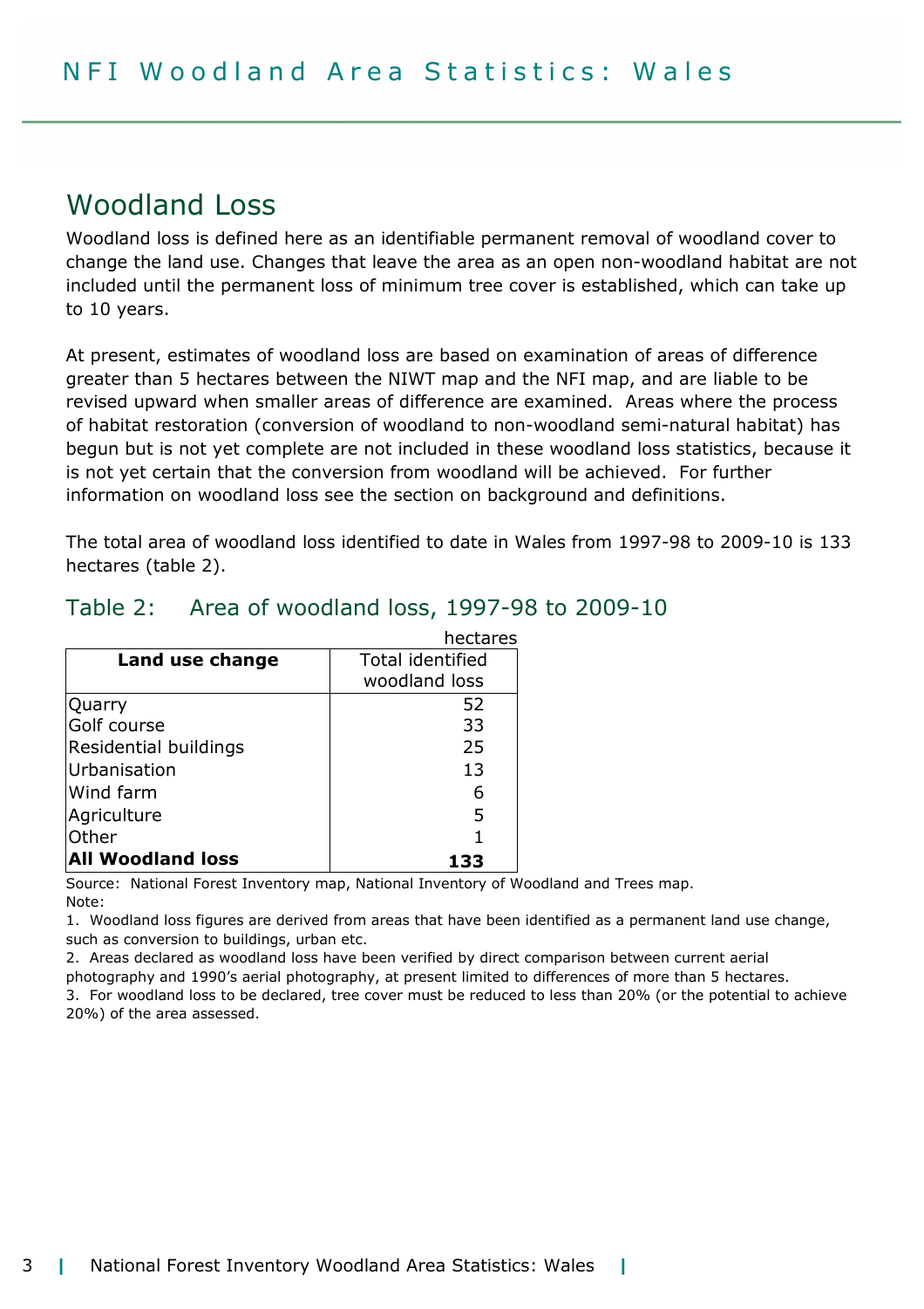## Woodland Loss

Woodland loss is defined here as an identifiable permanent removal of woodland cover to change the land use. Changes that leave the area as an open non-woodland habitat are not included until the permanent loss of minimum tree cover is established, which can take up to 10 years.

At present, estimates of woodland loss are based on examination of areas of difference greater than 5 hectares between the NIWT map and the NFI map, and are liable to be revised upward when smaller areas of difference are examined. Areas where the process of habitat restoration (conversion of woodland to non-woodland semi-natural habitat) has begun but is not yet complete are not included in these woodland loss statistics, because it is not yet certain that the conversion from woodland will be achieved. For further information on woodland loss see the section on background and definitions.

The total area of woodland loss identified to date in Wales from 1997-98 to 2009-10 is 133 hectares (table 2).

### Table 2: Area of woodland loss, 1997-98 to 2009-10

hectares

| Land use change | Total identified woodland loss |
|---|---|
| Quarry | 52 |
| Golf course | 33 |
| Residential buildings | 25 |
| Urbanisation | 13 |
| Wind farm | 6 |
| Agriculture | 5 |
| Other | 1 |
| **All Woodland loss** | **133** |

Source: National Forest Inventory map, National Inventory of Woodland and Trees map.

Note:

1. Woodland loss figures are derived from areas that have been identified as a permanent land use change, such as conversion to buildings, urban etc.
2. Areas declared as woodland loss have been verified by direct comparison between current aerial photography and 1990's aerial photography, at present limited to differences of more than 5 hectares.
3. For woodland loss to be declared, tree cover must be reduced to less than 20% (or the potential to achieve 20%) of the area assessed.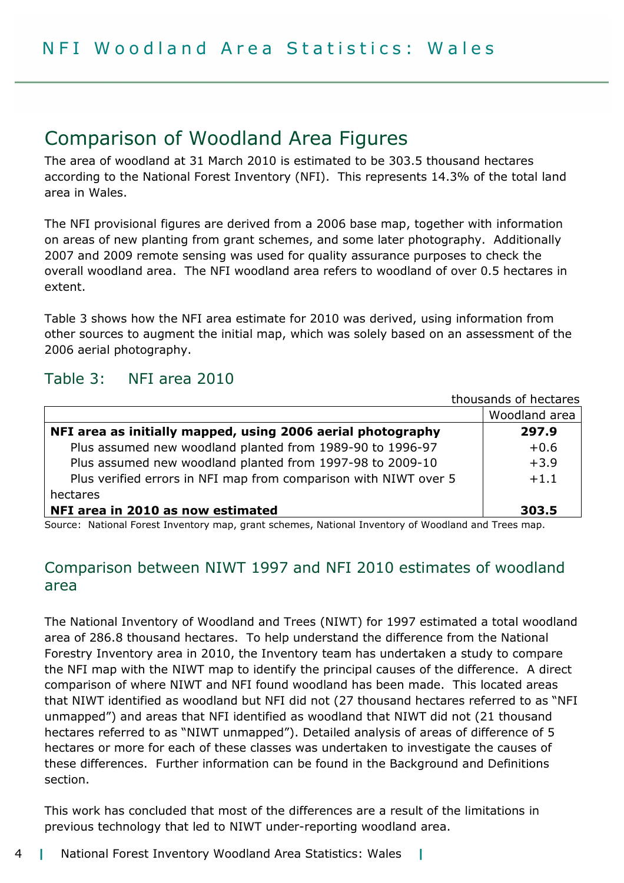## Comparison of Woodland Area Figures

The area of woodland at 31 March 2010 is estimated to be 303.5 thousand hectares according to the National Forest Inventory (NFI). This represents 14.3% of the total land area in Wales.

The NFI provisional figures are derived from a 2006 base map, together with information on areas of new planting from grant schemes, and some later photography. Additionally 2007 and 2009 remote sensing was used for quality assurance purposes to check the overall woodland area. The NFI woodland area refers to woodland of over 0.5 hectares in extent.

Table 3 shows how the NFI area estimate for 2010 was derived, using information from other sources to augment the initial map, which was solely based on an assessment of the 2006 aerial photography.

### Table 3: NFI area 2010

thousands of hectares

| | Woodland area |
|---|---|
| **NFI area as initially mapped, using 2006 aerial photography** | **297.9** |
| Plus assumed new woodland planted from 1989-90 to 1996-97 | +0.6 |
| Plus assumed new woodland planted from 1997-98 to 2009-10 | +3.9 |
| Plus verified errors in NFI map from comparison with NIWT over 5 hectares | +1.1 |
| **NFI area in 2010 as now estimated** | **303.5** |

Source: National Forest Inventory map, grant schemes, National Inventory of Woodland and Trees map.

### Comparison between NIWT 1997 and NFI 2010 estimates of woodland area

The National Inventory of Woodland and Trees (NIWT) for 1997 estimated a total woodland area of 286.8 thousand hectares. To help understand the difference from the National Forestry Inventory area in 2010, the Inventory team has undertaken a study to compare the NFI map with the NIWT map to identify the principal causes of the difference. A direct comparison of where NIWT and NFI found woodland has been made. This located areas that NIWT identified as woodland but NFI did not (27 thousand hectares referred to as "NFI unmapped") and areas that NFI identified as woodland that NIWT did not (21 thousand hectares referred to as "NIWT unmapped"). Detailed analysis of areas of difference of 5 hectares or more for each of these classes was undertaken to investigate the causes of these differences. Further information can be found in the Background and Definitions section.

This work has concluded that most of the differences are a result of the limitations in previous technology that led to NIWT under-reporting woodland area.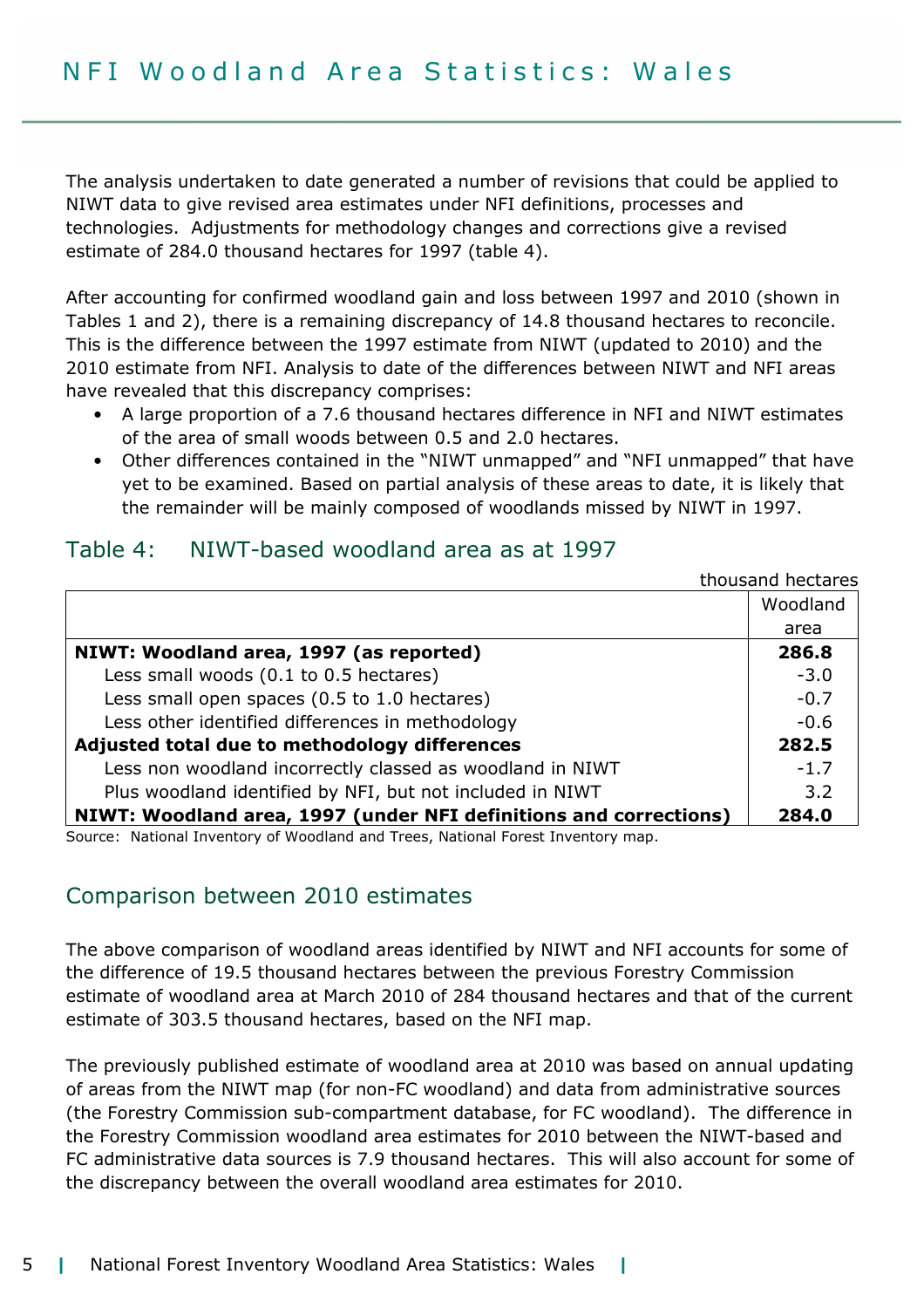The analysis undertaken to date generated a number of revisions that could be applied to NIWT data to give revised area estimates under NFI definitions, processes and technologies. Adjustments for methodology changes and corrections give a revised estimate of 284.0 thousand hectares for 1997 (table 4).

After accounting for confirmed woodland gain and loss between 1997 and 2010 (shown in Tables 1 and 2), there is a remaining discrepancy of 14.8 thousand hectares to reconcile. This is the difference between the 1997 estimate from NIWT (updated to 2010) and the 2010 estimate from NFI. Analysis to date of the differences between NIWT and NFI areas have revealed that this discrepancy comprises:

- A large proportion of a 7.6 thousand hectares difference in NFI and NIWT estimates of the area of small woods between 0.5 and 2.0 hectares.
- Other differences contained in the "NIWT unmapped" and "NFI unmapped" that have yet to be examined. Based on partial analysis of these areas to date, it is likely that the remainder will be mainly composed of woodlands missed by NIWT in 1997.

## Table 4: NIWT-based woodland area as at 1997

thousand hectares

| | Woodland area |
|---|---|
| **NIWT: Woodland area, 1997 (as reported)** | **286.8** |
| Less small woods (0.1 to 0.5 hectares) | -3.0 |
| Less small open spaces (0.5 to 1.0 hectares) | -0.7 |
| Less other identified differences in methodology | -0.6 |
| **Adjusted total due to methodology differences** | **282.5** |
| Less non woodland incorrectly classed as woodland in NIWT | -1.7 |
| Plus woodland identified by NFI, but not included in NIWT | 3.2 |
| **NIWT: Woodland area, 1997 (under NFI definitions and corrections)** | **284.0** |

Source: National Inventory of Woodland and Trees, National Forest Inventory map.

## Comparison between 2010 estimates

The above comparison of woodland areas identified by NIWT and NFI accounts for some of the difference of 19.5 thousand hectares between the previous Forestry Commission estimate of woodland area at March 2010 of 284 thousand hectares and that of the current estimate of 303.5 thousand hectares, based on the NFI map.

The previously published estimate of woodland area at 2010 was based on annual updating of areas from the NIWT map (for non-FC woodland) and data from administrative sources (the Forestry Commission sub-compartment database, for FC woodland). The difference in the Forestry Commission woodland area estimates for 2010 between the NIWT-based and FC administrative data sources is 7.9 thousand hectares. This will also account for some of the discrepancy between the overall woodland area estimates for 2010.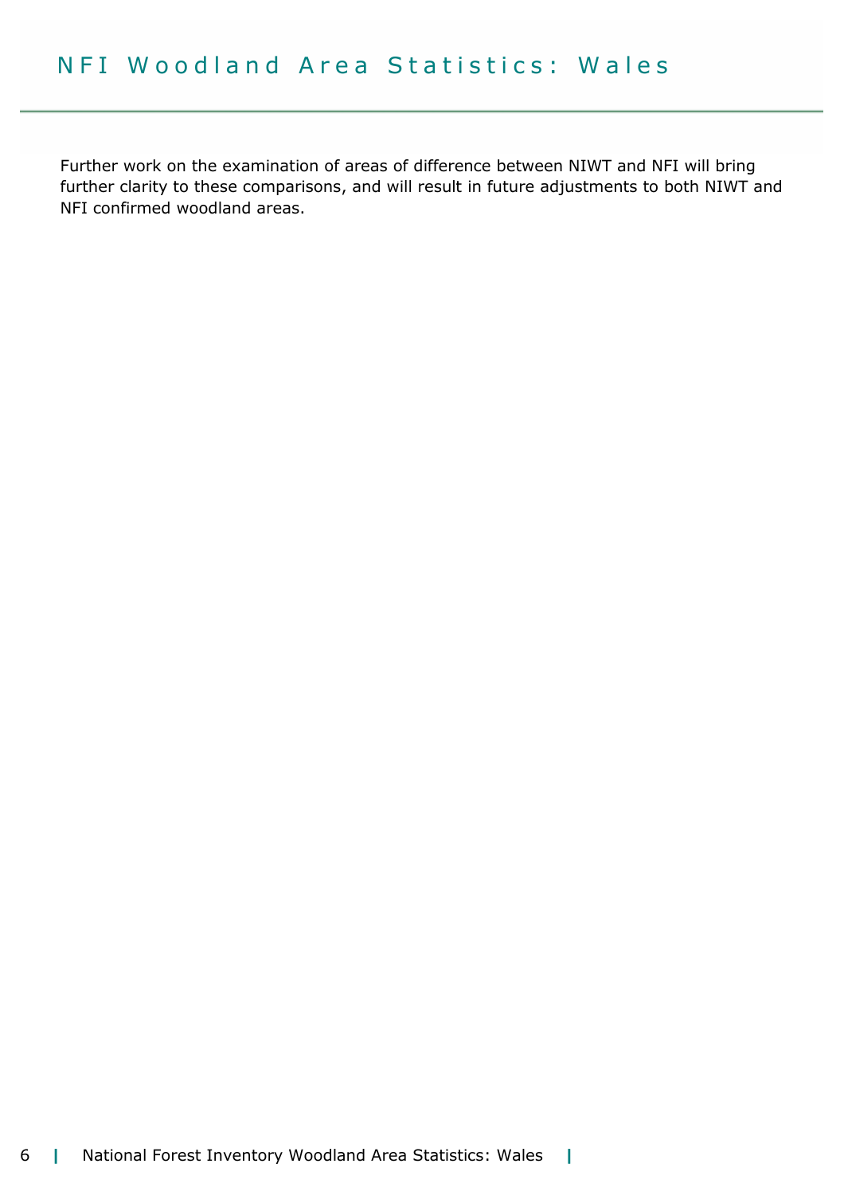Further work on the examination of areas of difference between NIWT and NFI will bring further clarity to these comparisons, and will result in future adjustments to both NIWT and NFI confirmed woodland areas.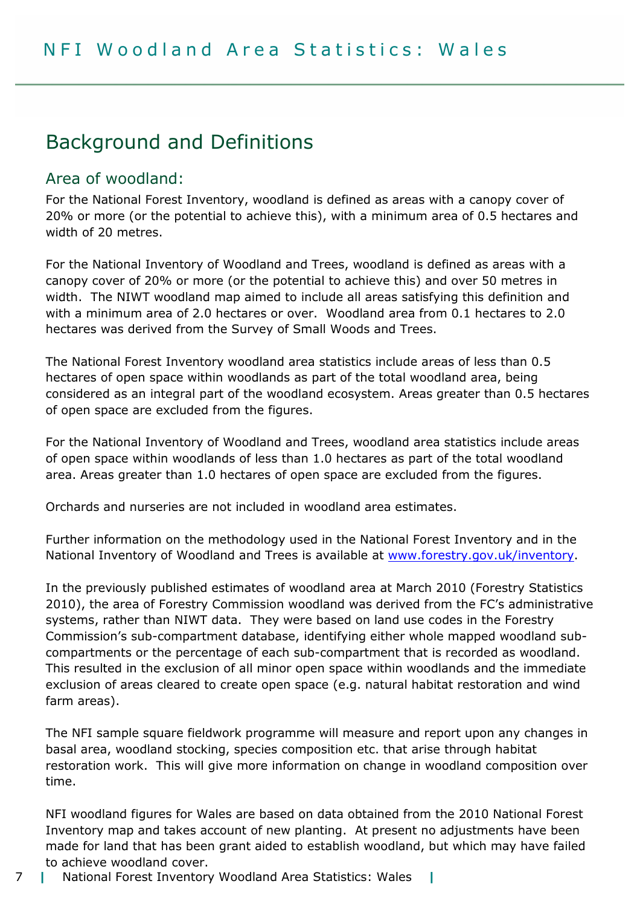## Background and Definitions

### Area of woodland:

For the National Forest Inventory, woodland is defined as areas with a canopy cover of 20% or more (or the potential to achieve this), with a minimum area of 0.5 hectares and width of 20 metres.

For the National Inventory of Woodland and Trees, woodland is defined as areas with a canopy cover of 20% or more (or the potential to achieve this) and over 50 metres in width. The NIWT woodland map aimed to include all areas satisfying this definition and with a minimum area of 2.0 hectares or over. Woodland area from 0.1 hectares to 2.0 hectares was derived from the Survey of Small Woods and Trees.

The National Forest Inventory woodland area statistics include areas of less than 0.5 hectares of open space within woodlands as part of the total woodland area, being considered as an integral part of the woodland ecosystem. Areas greater than 0.5 hectares of open space are excluded from the figures.

For the National Inventory of Woodland and Trees, woodland area statistics include areas of open space within woodlands of less than 1.0 hectares as part of the total woodland area. Areas greater than 1.0 hectares of open space are excluded from the figures.

Orchards and nurseries are not included in woodland area estimates.

Further information on the methodology used in the National Forest Inventory and in the National Inventory of Woodland and Trees is available at [www.forestry.gov.uk/inventory](www.forestry.gov.uk/inventory).

In the previously published estimates of woodland area at March 2010 (Forestry Statistics 2010), the area of Forestry Commission woodland was derived from the FC's administrative systems, rather than NIWT data. They were based on land use codes in the Forestry Commission's sub-compartment database, identifying either whole mapped woodland sub-compartments or the percentage of each sub-compartment that is recorded as woodland. This resulted in the exclusion of all minor open space within woodlands and the immediate exclusion of areas cleared to create open space (e.g. natural habitat restoration and wind farm areas).

The NFI sample square fieldwork programme will measure and report upon any changes in basal area, woodland stocking, species composition etc. that arise through habitat restoration work. This will give more information on change in woodland composition over time.

NFI woodland figures for Wales are based on data obtained from the 2010 National Forest Inventory map and takes account of new planting. At present no adjustments have been made for land that has been grant aided to establish woodland, but which may have failed to achieve woodland cover.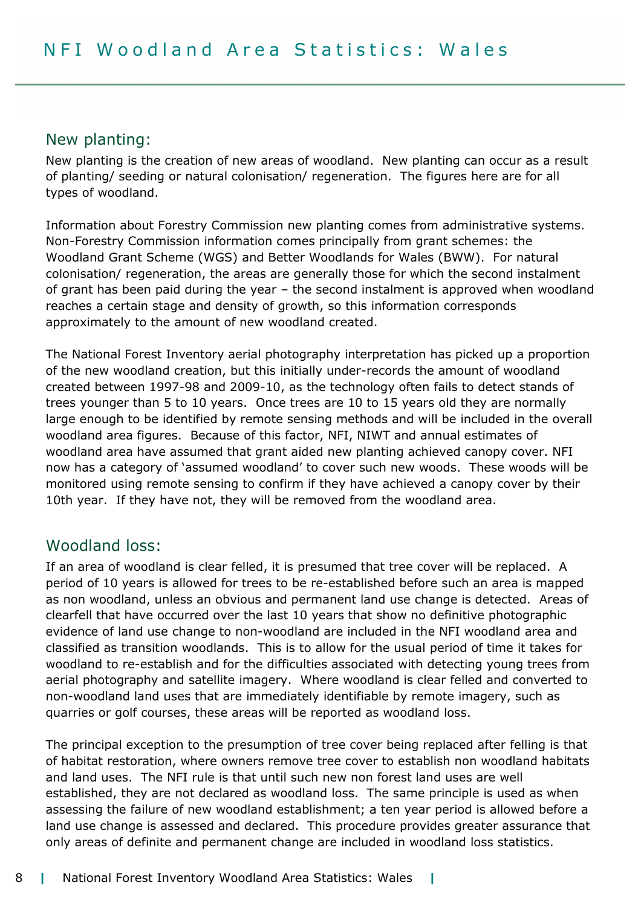## New planting:

New planting is the creation of new areas of woodland. New planting can occur as a result of planting/ seeding or natural colonisation/ regeneration. The figures here are for all types of woodland.

Information about Forestry Commission new planting comes from administrative systems. Non-Forestry Commission information comes principally from grant schemes: the Woodland Grant Scheme (WGS) and Better Woodlands for Wales (BWW). For natural colonisation/ regeneration, the areas are generally those for which the second instalment of grant has been paid during the year – the second instalment is approved when woodland reaches a certain stage and density of growth, so this information corresponds approximately to the amount of new woodland created.

The National Forest Inventory aerial photography interpretation has picked up a proportion of the new woodland creation, but this initially under-records the amount of woodland created between 1997-98 and 2009-10, as the technology often fails to detect stands of trees younger than 5 to 10 years. Once trees are 10 to 15 years old they are normally large enough to be identified by remote sensing methods and will be included in the overall woodland area figures. Because of this factor, NFI, NIWT and annual estimates of woodland area have assumed that grant aided new planting achieved canopy cover. NFI now has a category of 'assumed woodland' to cover such new woods. These woods will be monitored using remote sensing to confirm if they have achieved a canopy cover by their 10th year. If they have not, they will be removed from the woodland area.

## Woodland loss:

If an area of woodland is clear felled, it is presumed that tree cover will be replaced. A period of 10 years is allowed for trees to be re-established before such an area is mapped as non woodland, unless an obvious and permanent land use change is detected. Areas of clearfell that have occurred over the last 10 years that show no definitive photographic evidence of land use change to non-woodland are included in the NFI woodland area and classified as transition woodlands. This is to allow for the usual period of time it takes for woodland to re-establish and for the difficulties associated with detecting young trees from aerial photography and satellite imagery. Where woodland is clear felled and converted to non-woodland land uses that are immediately identifiable by remote imagery, such as quarries or golf courses, these areas will be reported as woodland loss.

The principal exception to the presumption of tree cover being replaced after felling is that of habitat restoration, where owners remove tree cover to establish non woodland habitats and land uses. The NFI rule is that until such new non forest land uses are well established, they are not declared as woodland loss. The same principle is used as when assessing the failure of new woodland establishment; a ten year period is allowed before a land use change is assessed and declared. This procedure provides greater assurance that only areas of definite and permanent change are included in woodland loss statistics.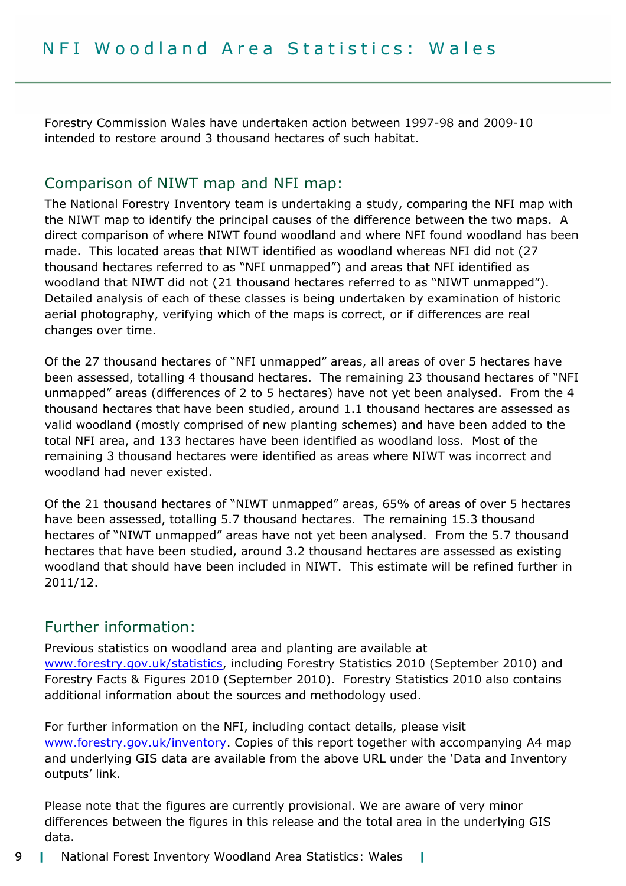# NFI Woodland Area Statistics: Wales

Forestry Commission Wales have undertaken action between 1997-98 and 2009-10 intended to restore around 3 thousand hectares of such habitat.

## Comparison of NIWT map and NFI map:

The National Forestry Inventory team is undertaking a study, comparing the NFI map with the NIWT map to identify the principal causes of the difference between the two maps. A direct comparison of where NIWT found woodland and where NFI found woodland has been made. This located areas that NIWT identified as woodland whereas NFI did not (27 thousand hectares referred to as "NFI unmapped") and areas that NFI identified as woodland that NIWT did not (21 thousand hectares referred to as "NIWT unmapped"). Detailed analysis of each of these classes is being undertaken by examination of historic aerial photography, verifying which of the maps is correct, or if differences are real changes over time.

Of the 27 thousand hectares of "NFI unmapped" areas, all areas of over 5 hectares have been assessed, totalling 4 thousand hectares. The remaining 23 thousand hectares of "NFI unmapped" areas (differences of 2 to 5 hectares) have not yet been analysed. From the 4 thousand hectares that have been studied, around 1.1 thousand hectares are assessed as valid woodland (mostly comprised of new planting schemes) and have been added to the total NFI area, and 133 hectares have been identified as woodland loss. Most of the remaining 3 thousand hectares were identified as areas where NIWT was incorrect and woodland had never existed.

Of the 21 thousand hectares of "NIWT unmapped" areas, 65% of areas of over 5 hectares have been assessed, totalling 5.7 thousand hectares. The remaining 15.3 thousand hectares of "NIWT unmapped" areas have not yet been analysed. From the 5.7 thousand hectares that have been studied, around 3.2 thousand hectares are assessed as existing woodland that should have been included in NIWT. This estimate will be refined further in 2011/12.

## Further information:

Previous statistics on woodland area and planting are available at www.forestry.gov.uk/statistics, including Forestry Statistics 2010 (September 2010) and Forestry Facts & Figures 2010 (September 2010). Forestry Statistics 2010 also contains additional information about the sources and methodology used.

For further information on the NFI, including contact details, please visit www.forestry.gov.uk/inventory. Copies of this report together with accompanying A4 map and underlying GIS data are available from the above URL under the 'Data and Inventory outputs' link.

Please note that the figures are currently provisional. We are aware of very minor differences between the figures in this release and the total area in the underlying GIS data.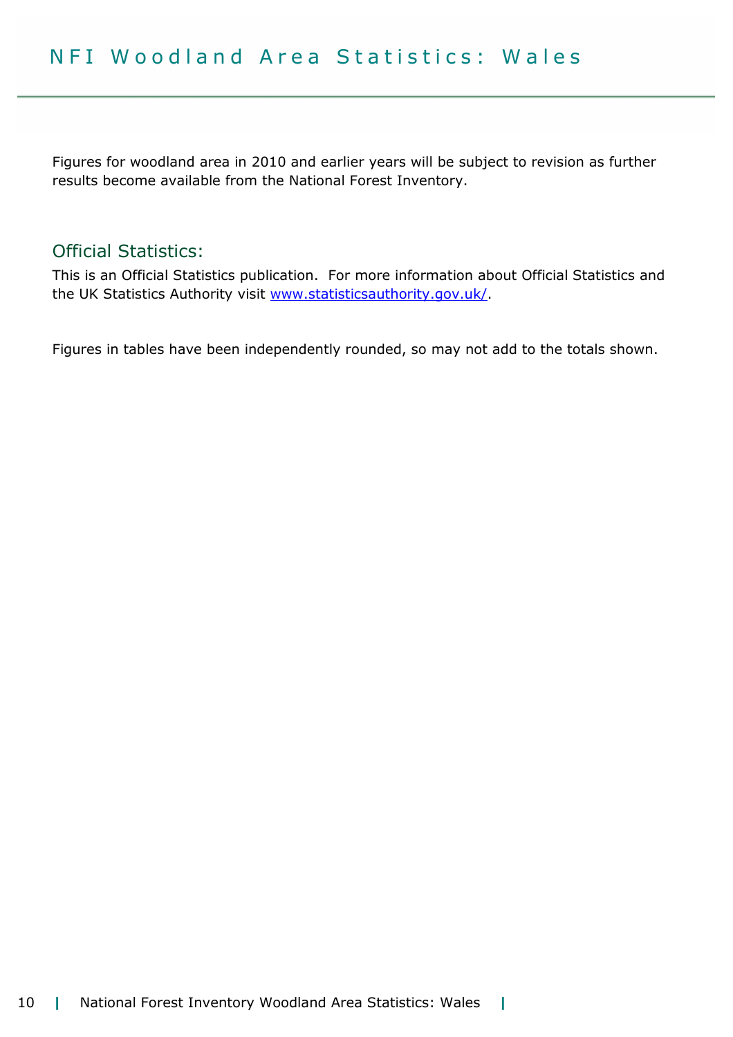Figures for woodland area in 2010 and earlier years will be subject to revision as further results become available from the National Forest Inventory.

## Official Statistics:

This is an Official Statistics publication. For more information about Official Statistics and the UK Statistics Authority visit [www.statisticsauthority.gov.uk/](www.statisticsauthority.gov.uk/).

Figures in tables have been independently rounded, so may not add to the totals shown.